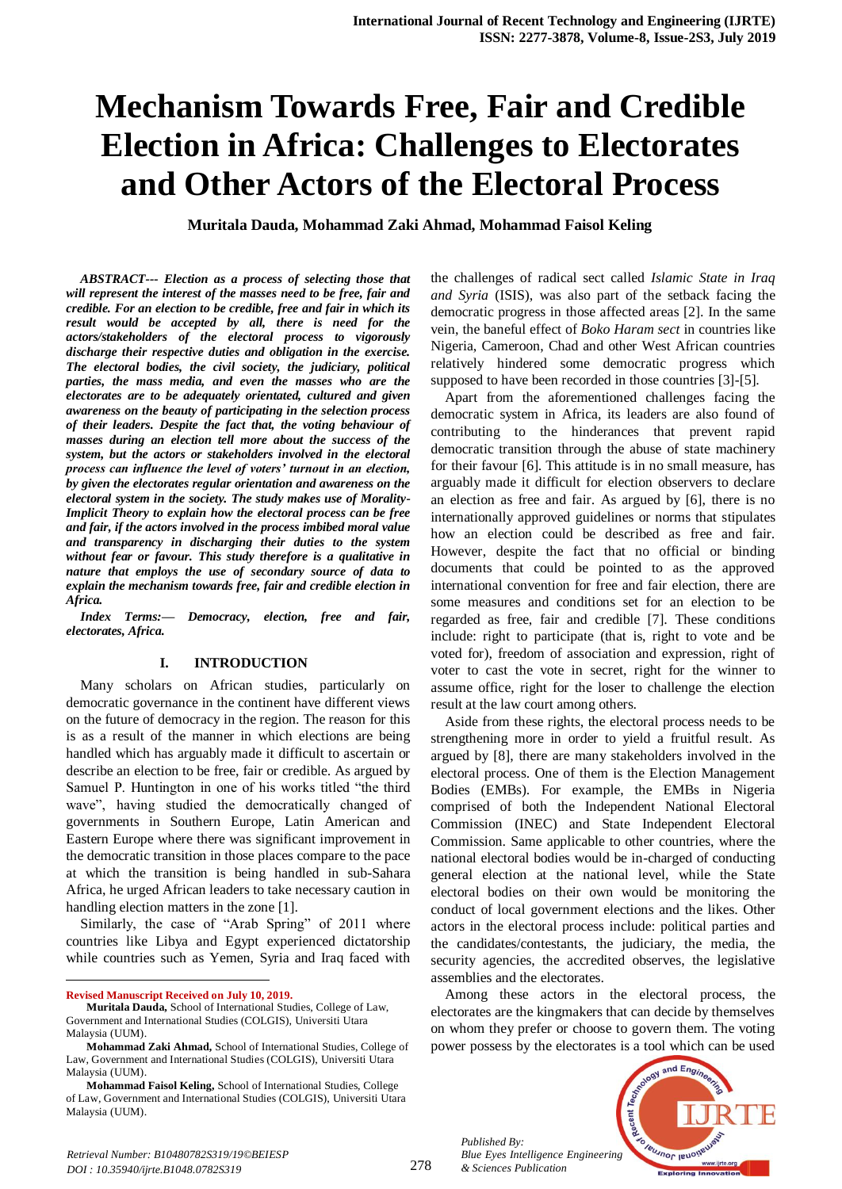# Mechanism Towards Free, Fair and Credible Election in Africa: Challenges to Electorates and Other Actors of the Electoral Process

**Muritala Dauda, Mohammad Zaki Ahmad, Mohammad Faisol Keling**

***ABSTRACT--- Election as a process of selecting those that will represent the interest of the masses need to be free, fair and credible. For an election to be credible, free and fair in which its result would be accepted by all, there is need for the actors/stakeholders of the electoral process to vigorously discharge their respective duties and obligation in the exercise. The electoral bodies, the civil society, the judiciary, political parties, the mass media, and even the masses who are the electorates are to be adequately orientated, cultured and given awareness on the beauty of participating in the selection process of their leaders. Despite the fact that, the voting behaviour of masses during an election tell more about the success of the system, but the actors or stakeholders involved in the electoral process can influence the level of voters' turnout in an election, by given the electorates regular orientation and awareness on the electoral system in the society. The study makes use of Morality-Implicit Theory to explain how the electoral process can be free and fair, if the actors involved in the process imbibed moral value and transparency in discharging their duties to the system without fear or favour. This study therefore is a qualitative in nature that employs the use of secondary source of data to explain the mechanism towards free, fair and credible election in Africa.***

***Index Terms:— Democracy, election, free and fair, electorates, Africa.***

## I. INTRODUCTION

Many scholars on African studies, particularly on democratic governance in the continent have different views on the future of democracy in the region. The reason for this is as a result of the manner in which elections are being handled which has arguably made it difficult to ascertain or describe an election to be free, fair or credible. As argued by Samuel P. Huntington in one of his works titled "the third wave", having studied the democratically changed of governments in Southern Europe, Latin American and Eastern Europe where there was significant improvement in the democratic transition in those places compare to the pace at which the transition is being handled in sub-Sahara Africa, he urged African leaders to take necessary caution in handling election matters in the zone [1].

Similarly, the case of "Arab Spring" of 2011 where countries like Libya and Egypt experienced dictatorship while countries such as Yemen, Syria and Iraq faced with the challenges of radical sect called *Islamic State in Iraq and Syria* (ISIS), was also part of the setback facing the democratic progress in those affected areas [2]. In the same vein, the baneful effect of *Boko Haram sect* in countries like Nigeria, Cameroon, Chad and other West African countries relatively hindered some democratic progress which supposed to have been recorded in those countries [3]-[5].

Apart from the aforementioned challenges facing the democratic system in Africa, its leaders are also found of contributing to the hinderances that prevent rapid democratic transition through the abuse of state machinery for their favour [6]. This attitude is in no small measure, has arguably made it difficult for election observers to declare an election as free and fair. As argued by [6], there is no internationally approved guidelines or norms that stipulates how an election could be described as free and fair. However, despite the fact that no official or binding documents that could be pointed to as the approved international convention for free and fair election, there are some measures and conditions set for an election to be regarded as free, fair and credible [7]. These conditions include: right to participate (that is, right to vote and be voted for), freedom of association and expression, right of voter to cast the vote in secret, right for the winner to assume office, right for the loser to challenge the election result at the law court among others.

Aside from these rights, the electoral process needs to be strengthening more in order to yield a fruitful result. As argued by [8], there are many stakeholders involved in the electoral process. One of them is the Election Management Bodies (EMBs). For example, the EMBs in Nigeria comprised of both the Independent National Electoral Commission (INEC) and State Independent Electoral Commission. Same applicable to other countries, where the national electoral bodies would be in-charged of conducting general election at the national level, while the State electoral bodies on their own would be monitoring the conduct of local government elections and the likes. Other actors in the electoral process include: political parties and the candidates/contestants, the judiciary, the media, the security agencies, the accredited observes, the legislative assemblies and the electorates.

Among these actors in the electoral process, the electorates are the kingmakers that can decide by themselves on whom they prefer or choose to govern them. The voting power possess by the electorates is a tool which can be used

---

**Revised Manuscript Received on July 10, 2019.**

**Muritala Dauda,** School of International Studies, College of Law, Government and International Studies (COLGIS), Universiti Utara Malaysia (UUM).

**Mohammad Zaki Ahmad,** School of International Studies, College of Law, Government and International Studies (COLGIS), Universiti Utara Malaysia (UUM).

**Mohammad Faisol Keling,** School of International Studies, College of Law, Government and International Studies (COLGIS), Universiti Utara Malaysia (UUM).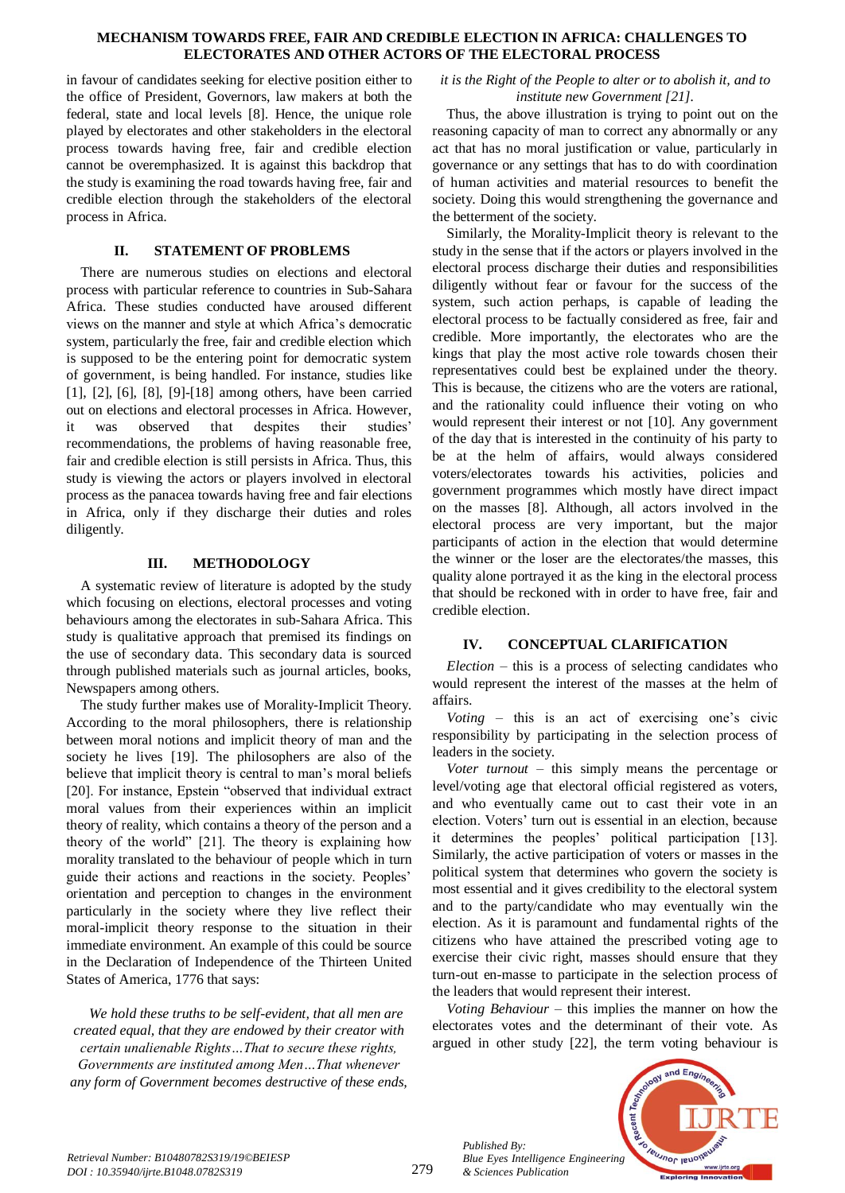in favour of candidates seeking for elective position either to the office of President, Governors, law makers at both the federal, state and local levels [8]. Hence, the unique role played by electorates and other stakeholders in the electoral process towards having free, fair and credible election cannot be overemphasized. It is against this backdrop that the study is examining the road towards having free, fair and credible election through the stakeholders of the electoral process in Africa.

## II. STATEMENT OF PROBLEMS

There are numerous studies on elections and electoral process with particular reference to countries in Sub-Sahara Africa. These studies conducted have aroused different views on the manner and style at which Africa's democratic system, particularly the free, fair and credible election which is supposed to be the entering point for democratic system of government, is being handled. For instance, studies like [1], [2], [6], [8], [9]-[18] among others, have been carried out on elections and electoral processes in Africa. However, it was observed that despites their studies' recommendations, the problems of having reasonable free, fair and credible election is still persists in Africa. Thus, this study is viewing the actors or players involved in electoral process as the panacea towards having free and fair elections in Africa, only if they discharge their duties and roles diligently.

## III. METHODOLOGY

A systematic review of literature is adopted by the study which focusing on elections, electoral processes and voting behaviours among the electorates in sub-Sahara Africa. This study is qualitative approach that premised its findings on the use of secondary data. This secondary data is sourced through published materials such as journal articles, books, Newspapers among others.

The study further makes use of Morality-Implicit Theory. According to the moral philosophers, there is relationship between moral notions and implicit theory of man and the society he lives [19]. The philosophers are also of the believe that implicit theory is central to man's moral beliefs [20]. For instance, Epstein "observed that individual extract moral values from their experiences within an implicit theory of reality, which contains a theory of the person and a theory of the world" [21]. The theory is explaining how morality translated to the behaviour of people which in turn guide their actions and reactions in the society. Peoples' orientation and perception to changes in the environment particularly in the society where they live reflect their moral-implicit theory response to the situation in their immediate environment. An example of this could be source in the Declaration of Independence of the Thirteen United States of America, 1776 that says:

> *We hold these truths to be self-evident, that all men are created equal, that they are endowed by their creator with certain unalienable Rights…That to secure these rights, Governments are instituted among Men…That whenever any form of Government becomes destructive of these ends, it is the Right of the People to alter or to abolish it, and to institute new Government [21].*

Thus, the above illustration is trying to point out on the reasoning capacity of man to correct any abnormally or any act that has no moral justification or value, particularly in governance or any settings that has to do with coordination of human activities and material resources to benefit the society. Doing this would strengthening the governance and the betterment of the society.

Similarly, the Morality-Implicit theory is relevant to the study in the sense that if the actors or players involved in the electoral process discharge their duties and responsibilities diligently without fear or favour for the success of the system, such action perhaps, is capable of leading the electoral process to be factually considered as free, fair and credible. More importantly, the electorates who are the kings that play the most active role towards chosen their representatives could best be explained under the theory. This is because, the citizens who are the voters are rational, and the rationality could influence their voting on who would represent their interest or not [10]. Any government of the day that is interested in the continuity of his party to be at the helm of affairs, would always considered voters/electorates towards his activities, policies and government programmes which mostly have direct impact on the masses [8]. Although, all actors involved in the electoral process are very important, but the major participants of action in the election that would determine the winner or the loser are the electorates/the masses, this quality alone portrayed it as the king in the electoral process that should be reckoned with in order to have free, fair and credible election.

## IV. CONCEPTUAL CLARIFICATION

*Election* – this is a process of selecting candidates who would represent the interest of the masses at the helm of affairs.

*Voting* – this is an act of exercising one's civic responsibility by participating in the selection process of leaders in the society.

*Voter turnout* – this simply means the percentage or level/voting age that electoral official registered as voters, and who eventually came out to cast their vote in an election. Voters' turn out is essential in an election, because it determines the peoples' political participation [13]. Similarly, the active participation of voters or masses in the political system that determines who govern the society is most essential and it gives credibility to the electoral system and to the party/candidate who may eventually win the election. As it is paramount and fundamental rights of the citizens who have attained the prescribed voting age to exercise their civic right, masses should ensure that they turn-out en-masse to participate in the selection process of the leaders that would represent their interest.

*Voting Behaviour* – this implies the manner on how the electorates votes and the determinant of their vote. As argued in other study [22], the term voting behaviour is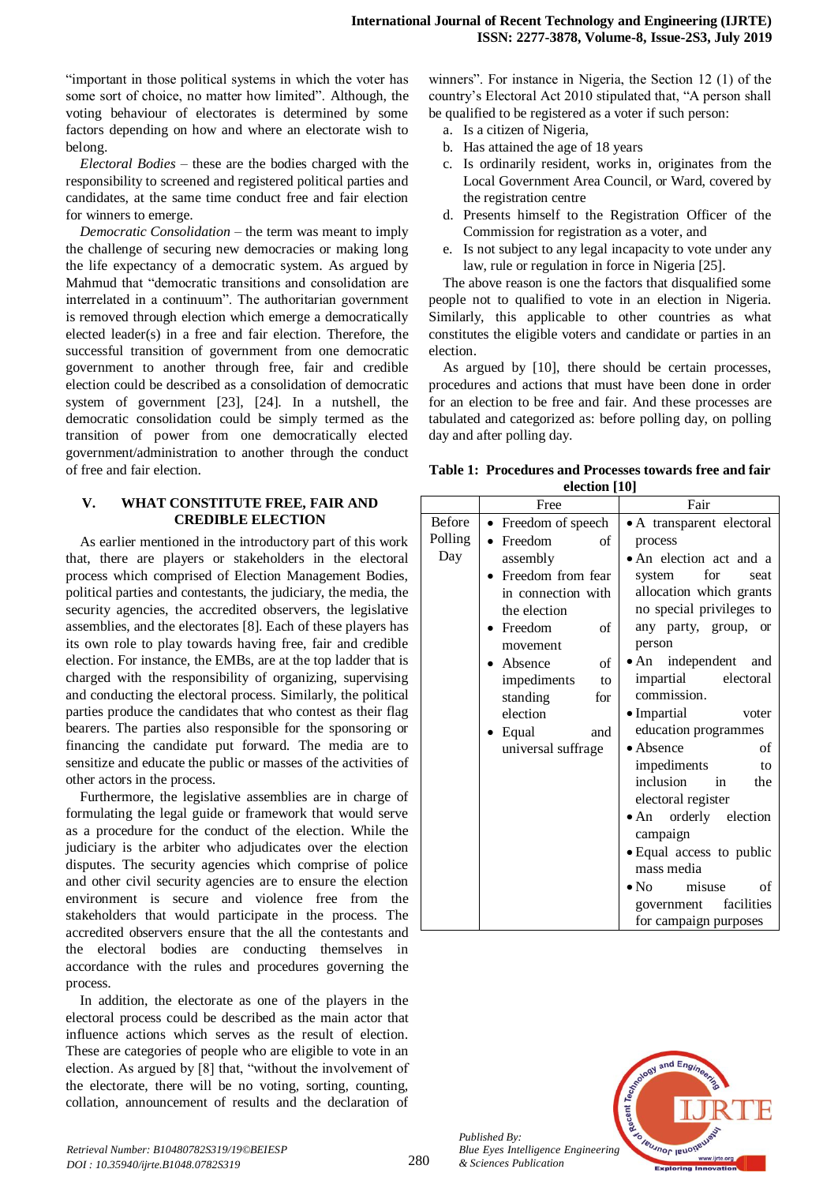"important in those political systems in which the voter has some sort of choice, no matter how limited". Although, the voting behaviour of electorates is determined by some factors depending on how and where an electorate wish to belong.

*Electoral Bodies* – these are the bodies charged with the responsibility to screened and registered political parties and candidates, at the same time conduct free and fair election for winners to emerge.

*Democratic Consolidation* – the term was meant to imply the challenge of securing new democracies or making long the life expectancy of a democratic system. As argued by Mahmud that "democratic transitions and consolidation are interrelated in a continuum". The authoritarian government is removed through election which emerge a democratically elected leader(s) in a free and fair election. Therefore, the successful transition of government from one democratic government to another through free, fair and credible election could be described as a consolidation of democratic system of government [23], [24]. In a nutshell, the democratic consolidation could be simply termed as the transition of power from one democratically elected government/administration to another through the conduct of free and fair election.

## V. WHAT CONSTITUTE FREE, FAIR AND CREDIBLE ELECTION

As earlier mentioned in the introductory part of this work that, there are players or stakeholders in the electoral process which comprised of Election Management Bodies, political parties and contestants, the judiciary, the media, the security agencies, the accredited observers, the legislative assemblies, and the electorates [8]. Each of these players has its own role to play towards having free, fair and credible election. For instance, the EMBs, are at the top ladder that is charged with the responsibility of organizing, supervising and conducting the electoral process. Similarly, the political parties produce the candidates that who contest as their flag bearers. The parties also responsible for the sponsoring or financing the candidate put forward. The media are to sensitize and educate the public or masses of the activities of other actors in the process.

Furthermore, the legislative assemblies are in charge of formulating the legal guide or framework that would serve as a procedure for the conduct of the election. While the judiciary is the arbiter who adjudicates over the election disputes. The security agencies which comprise of police and other civil security agencies are to ensure the election environment is secure and violence free from the stakeholders that would participate in the process. The accredited observers ensure that the all the contestants and the electoral bodies are conducting themselves in accordance with the rules and procedures governing the process.

In addition, the electorate as one of the players in the electoral process could be described as the main actor that influence actions which serves as the result of election. These are categories of people who are eligible to vote in an election. As argued by [8] that, "without the involvement of the electorate, there will be no voting, sorting, counting, collation, announcement of results and the declaration of winners". For instance in Nigeria, the Section 12 (1) of the country's Electoral Act 2010 stipulated that, "A person shall be qualified to be registered as a voter if such person:

a. Is a citizen of Nigeria,
b. Has attained the age of 18 years
c. Is ordinarily resident, works in, originates from the Local Government Area Council, or Ward, covered by the registration centre
d. Presents himself to the Registration Officer of the Commission for registration as a voter, and
e. Is not subject to any legal incapacity to vote under any law, rule or regulation in force in Nigeria [25].

The above reason is one the factors that disqualified some people not to qualified to vote in an election in Nigeria. Similarly, this applicable to other countries as what constitutes the eligible voters and candidate or parties in an election.

As argued by [10], there should be certain processes, procedures and actions that must have been done in order for an election to be free and fair. And these processes are tabulated and categorized as: before polling day, on polling day and after polling day.

**Table 1: Procedures and Processes towards free and fair election [10]**

| | Free | Fair |
|---|---|---|
| Before Polling Day | • Freedom of speech<br>• Freedom of assembly<br>• Freedom from fear in connection with the election<br>• Freedom of movement<br>• Absence of impediments to standing for election<br>• Equal and universal suffrage | • A transparent electoral process<br>• An election act and a system for seat allocation which grants no special privileges to any party, group, or person<br>• An independent and impartial electoral commission.<br>• Impartial voter education programmes<br>• Absence of impediments to inclusion in the electoral register<br>• An orderly election campaign<br>• Equal access to public mass media<br>• No misuse of government facilities for campaign purposes |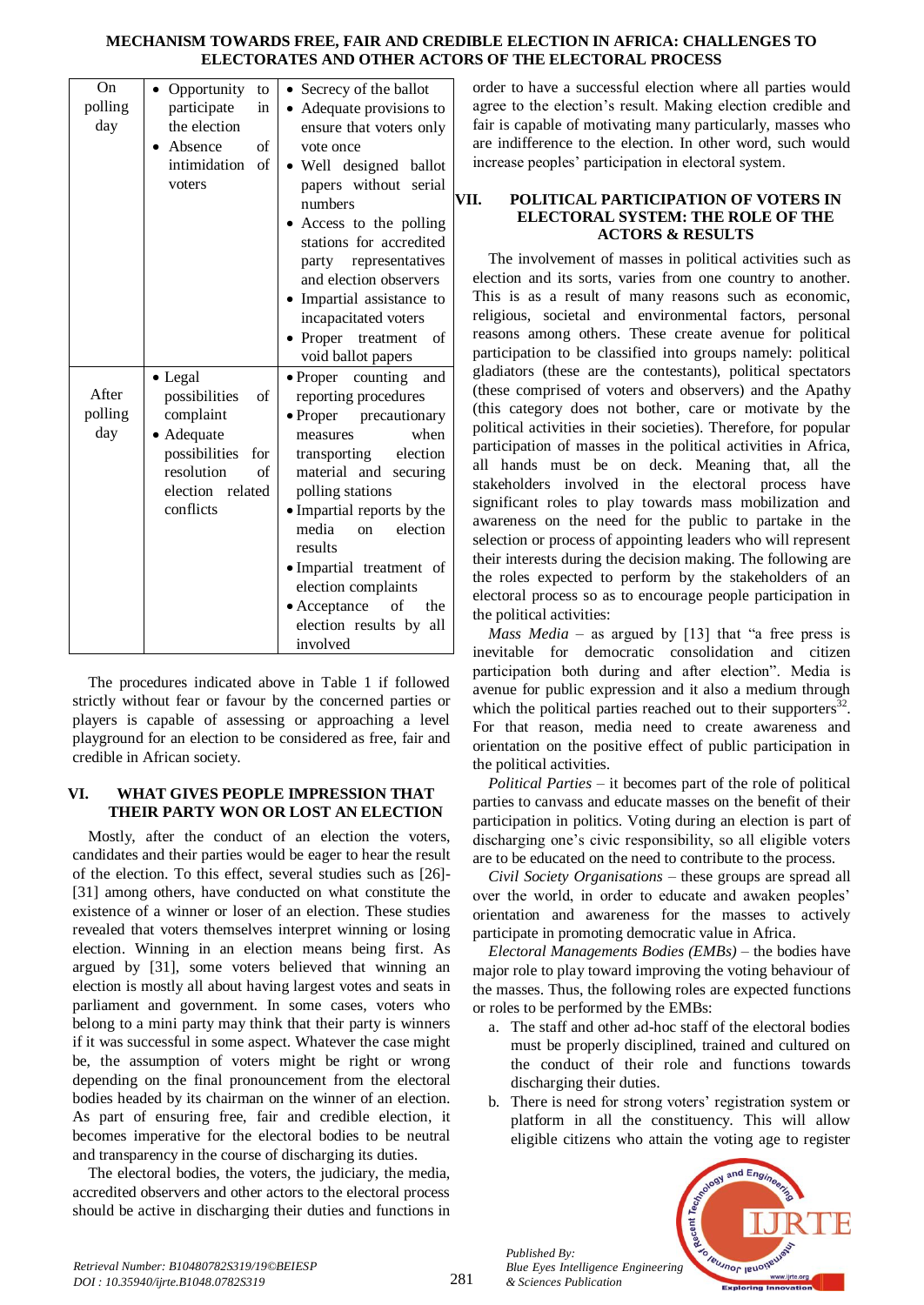| | | |
|---|---|---|
| On polling day | • Opportunity to participate in the election<br>• Absence of intimidation of voters | • Secrecy of the ballot<br>• Adequate provisions to ensure that voters only vote once<br>• Well designed ballot papers without serial numbers<br>• Access to the polling stations for accredited party representatives and election observers<br>• Impartial assistance to incapacitated voters<br>• Proper treatment of void ballot papers |
| After polling day | • Legal possibilities of complaint<br>• Adequate possibilities for resolution of election related conflicts | • Proper counting and reporting procedures<br>• Proper precautionary measures when transporting election material and securing polling stations<br>• Impartial reports by the media on election results<br>• Impartial treatment of election complaints<br>• Acceptance of the election results by all involved |

The procedures indicated above in Table 1 if followed strictly without fear or favour by the concerned parties or players is capable of assessing or approaching a level playground for an election to be considered as free, fair and credible in African society.

## VI. WHAT GIVES PEOPLE IMPRESSION THAT THEIR PARTY WON OR LOST AN ELECTION

Mostly, after the conduct of an election the voters, candidates and their parties would be eager to hear the result of the election. To this effect, several studies such as [26]-[31] among others, have conducted on what constitute the existence of a winner or loser of an election. These studies revealed that voters themselves interpret winning or losing election. Winning in an election means being first. As argued by [31], some voters believed that winning an election is mostly all about having largest votes and seats in parliament and government. In some cases, voters who belong to a mini party may think that their party is winners if it was successful in some aspect. Whatever the case might be, the assumption of voters might be right or wrong depending on the final pronouncement from the electoral bodies headed by its chairman on the winner of an election. As part of ensuring free, fair and credible election, it becomes imperative for the electoral bodies to be neutral and transparency in the course of discharging its duties.

The electoral bodies, the voters, the judiciary, the media, accredited observers and other actors to the electoral process should be active in discharging their duties and functions in order to have a successful election where all parties would agree to the election's result. Making election credible and fair is capable of motivating many particularly, masses who are indifference to the election. In other word, such would increase peoples' participation in electoral system.

## VII. POLITICAL PARTICIPATION OF VOTERS IN ELECTORAL SYSTEM: THE ROLE OF THE ACTORS & RESULTS

The involvement of masses in political activities such as election and its sorts, varies from one country to another. This is as a result of many reasons such as economic, religious, societal and environmental factors, personal reasons among others. These create avenue for political participation to be classified into groups namely: political gladiators (these are the contestants), political spectators (these comprised of voters and observers) and the Apathy (this category does not bother, care or motivate by the political activities in their societies). Therefore, for popular participation of masses in the political activities in Africa, all hands must be on deck. Meaning that, all the stakeholders involved in the electoral process have significant roles to play towards mass mobilization and awareness on the need for the public to partake in the selection or process of appointing leaders who will represent their interests during the decision making. The following are the roles expected to perform by the stakeholders of an electoral process so as to encourage people participation in the political activities:

*Mass Media* – as argued by [13] that "a free press is inevitable for democratic consolidation and citizen participation both during and after election". Media is avenue for public expression and it also a medium through which the political parties reached out to their supporters[32]. For that reason, media need to create awareness and orientation on the positive effect of public participation in the political activities.

*Political Parties* – it becomes part of the role of political parties to canvass and educate masses on the benefit of their participation in politics. Voting during an election is part of discharging one's civic responsibility, so all eligible voters are to be educated on the need to contribute to the process.

*Civil Society Organisations* – these groups are spread all over the world, in order to educate and awaken peoples' orientation and awareness for the masses to actively participate in promoting democratic value in Africa.

*Electoral Managements Bodies (EMBs)* – the bodies have major role to play toward improving the voting behaviour of the masses. Thus, the following roles are expected functions or roles to be performed by the EMBs:

a. The staff and other ad-hoc staff of the electoral bodies must be properly disciplined, trained and cultured on the conduct of their role and functions towards discharging their duties.
b. There is need for strong voters' registration system or platform in all the constituency. This will allow eligible citizens who attain the voting age to register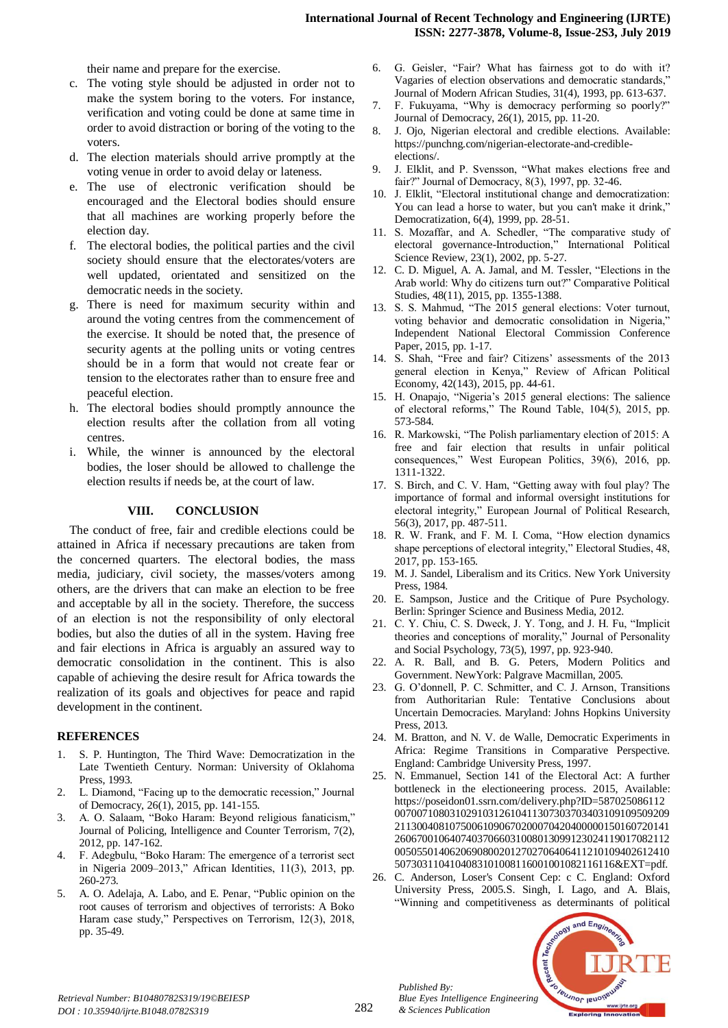their name and prepare for the exercise.

c. The voting style should be adjusted in order not to make the system boring to the voters. For instance, verification and voting could be done at same time in order to avoid distraction or boring of the voting to the voters.
d. The election materials should arrive promptly at the voting venue in order to avoid delay or lateness.
e. The use of electronic verification should be encouraged and the Electoral bodies should ensure that all machines are working properly before the election day.
f. The electoral bodies, the political parties and the civil society should ensure that the electorates/voters are well updated, orientated and sensitized on the democratic needs in the society.
g. There is need for maximum security within and around the voting centres from the commencement of the exercise. It should be noted that, the presence of security agents at the polling units or voting centres should be in a form that would not create fear or tension to the electorates rather than to ensure free and peaceful election.
h. The electoral bodies should promptly announce the election results after the collation from all voting centres.
i. While, the winner is announced by the electoral bodies, the loser should be allowed to challenge the election results if needs be, at the court of law.

## VIII. CONCLUSION

The conduct of free, fair and credible elections could be attained in Africa if necessary precautions are taken from the concerned quarters. The electoral bodies, the mass media, judiciary, civil society, the masses/voters among others, are the drivers that can make an election to be free and acceptable by all in the society. Therefore, the success of an election is not the responsibility of only electoral bodies, but also the duties of all in the system. Having free and fair elections in Africa is arguably an assured way to democratic consolidation in the continent. This is also capable of achieving the desire result for Africa towards the realization of its goals and objectives for peace and rapid development in the continent.

## REFERENCES

1. S. P. Huntington, The Third Wave: Democratization in the Late Twentieth Century. Norman: University of Oklahoma Press, 1993.
2. L. Diamond, "Facing up to the democratic recession," Journal of Democracy, 26(1), 2015, pp. 141-155.
3. A. O. Salaam, "Boko Haram: Beyond religious fanaticism," Journal of Policing, Intelligence and Counter Terrorism, 7(2), 2012, pp. 147-162.
4. F. Adegbulu, "Boko Haram: The emergence of a terrorist sect in Nigeria 2009–2013," African Identities, 11(3), 2013, pp. 260-273.
5. A. O. Adelaja, A. Labo, and E. Penar, "Public opinion on the root causes of terrorism and objectives of terrorists: A Boko Haram case study," Perspectives on Terrorism, 12(3), 2018, pp. 35-49.
6. G. Geisler, "Fair? What has fairness got to do with it? Vagaries of election observations and democratic standards," Journal of Modern African Studies, 31(4), 1993, pp. 613-637.
7. F. Fukuyama, "Why is democracy performing so poorly?" Journal of Democracy, 26(1), 2015, pp. 11-20.
8. J. Ojo, Nigerian electoral and credible elections. Available: https://punchng.com/nigerian-electorate-and-credible-elections/.
9. J. Elklit, and P. Svensson, "What makes elections free and fair?" Journal of Democracy, 8(3), 1997, pp. 32-46.
10. J. Elklit, "Electoral institutional change and democratization: You can lead a horse to water, but you can't make it drink," Democratization, 6(4), 1999, pp. 28-51.
11. S. Mozaffar, and A. Schedler, "The comparative study of electoral governance-Introduction," International Political Science Review, 23(1), 2002, pp. 5-27.
12. C. D. Miguel, A. A. Jamal, and M. Tessler, "Elections in the Arab world: Why do citizens turn out?" Comparative Political Studies, 48(11), 2015, pp. 1355-1388.
13. S. S. Mahmud, "The 2015 general elections: Voter turnout, voting behavior and democratic consolidation in Nigeria," Independent National Electoral Commission Conference Paper, 2015, pp. 1-17.
14. S. Shah, "Free and fair? Citizens' assessments of the 2013 general election in Kenya," Review of African Political Economy, 42(143), 2015, pp. 44-61.
15. H. Onapajo, "Nigeria's 2015 general elections: The salience of electoral reforms," The Round Table, 104(5), 2015, pp. 573-584.
16. R. Markowski, "The Polish parliamentary election of 2015: A free and fair election that results in unfair political consequences," West European Politics, 39(6), 2016, pp. 1311-1322.
17. S. Birch, and C. V. Ham, "Getting away with foul play? The importance of formal and informal oversight institutions for electoral integrity," European Journal of Political Research, 56(3), 2017, pp. 487-511.
18. R. W. Frank, and F. M. I. Coma, "How election dynamics shape perceptions of electoral integrity," Electoral Studies, 48, 2017, pp. 153-165.
19. M. J. Sandel, Liberalism and its Critics. New York University Press, 1984.
20. E. Sampson, Justice and the Critique of Pure Psychology. Berlin: Springer Science and Business Media, 2012.
21. C. Y. Chiu, C. S. Dweck, J. Y. Tong, and J. H. Fu, "Implicit theories and conceptions of morality," Journal of Personality and Social Psychology, 73(5), 1997, pp. 923-940.
22. A. R. Ball, and B. G. Peters, Modern Politics and Government. NewYork: Palgrave Macmillan, 2005.
23. G. O'donnell, P. C. Schmitter, and C. J. Arnson, Transitions from Authoritarian Rule: Tentative Conclusions about Uncertain Democracies. Maryland: Johns Hopkins University Press, 2013.
24. M. Bratton, and N. V. de Walle, Democratic Experiments in Africa: Regime Transitions in Comparative Perspective. England: Cambridge University Press, 1997.
25. N. Emmanuel, Section 141 of the Electoral Act: A further bottleneck in the electioneering process. 2015, Available: https://poseidon01.ssrn.com/delivery.php?ID=587025086112007007108031029103126104113073037034031091095092092113004081075006109067020007042040000015016072014126067001064074037066031008013099123024119017082112005055014062069080020127027064064112101094026124105073031104104083101008116001001082116116&EXT=pdf.
26. C. Anderson, Loser's Consent Cep: c C. England: Oxford University Press, 2005.S. Singh, I. Lago, and A. Blais, "Winning and competitiveness as determinants of political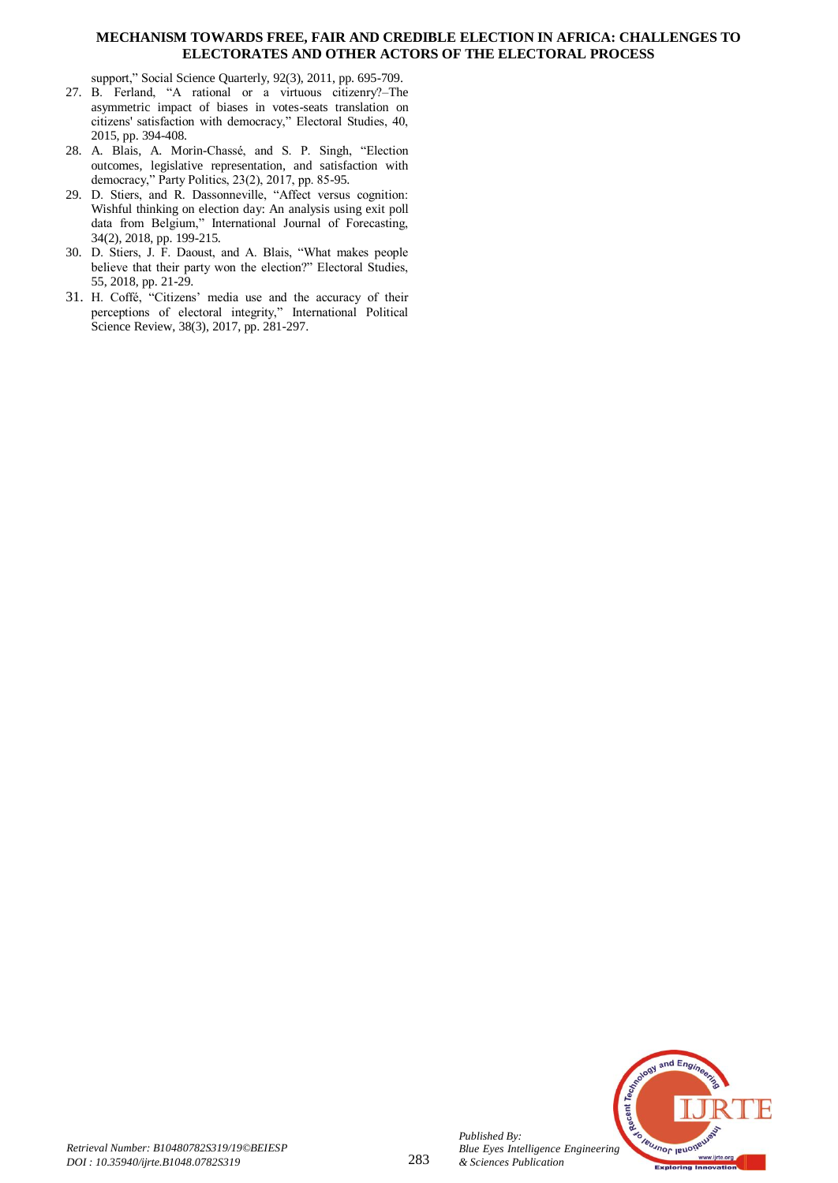support," Social Science Quarterly, 92(3), 2011, pp. 695-709.

27. B. Ferland, "A rational or a virtuous citizenry?–The asymmetric impact of biases in votes-seats translation on citizens' satisfaction with democracy," Electoral Studies, 40, 2015, pp. 394-408.
28. A. Blais, A. Morin-Chassé, and S. P. Singh, "Election outcomes, legislative representation, and satisfaction with democracy," Party Politics, 23(2), 2017, pp. 85-95.
29. D. Stiers, and R. Dassonneville, "Affect versus cognition: Wishful thinking on election day: An analysis using exit poll data from Belgium," International Journal of Forecasting, 34(2), 2018, pp. 199-215.
30. D. Stiers, J. F. Daoust, and A. Blais, "What makes people believe that their party won the election?" Electoral Studies, 55, 2018, pp. 21-29.
31. H. Coffé, "Citizens' media use and the accuracy of their perceptions of electoral integrity," International Political Science Review, 38(3), 2017, pp. 281-297.